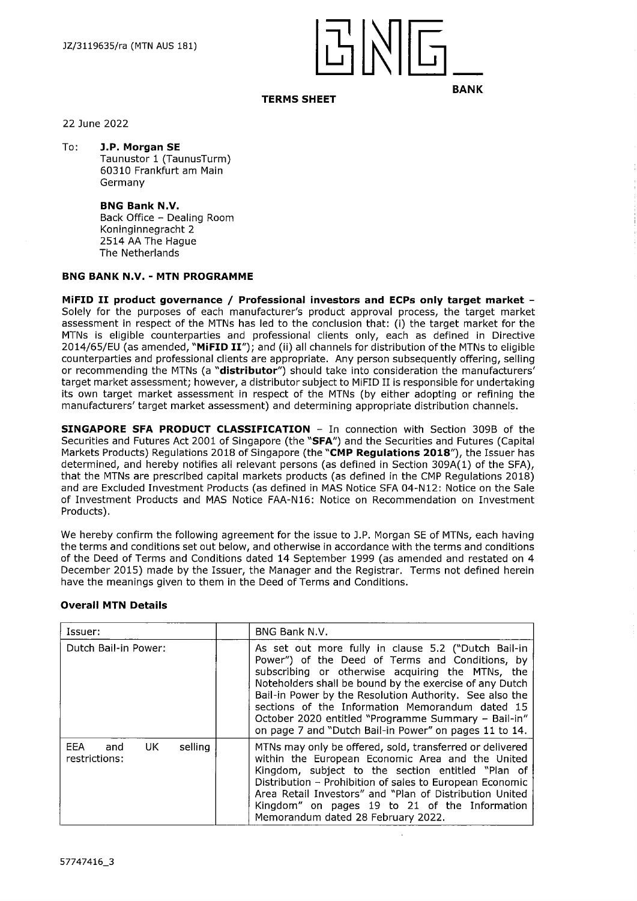JZ/3119635/ra (MTN AUS 181)

BNG

**BANK**

**TERMS SHEET**

22 June 2022

To: **J.P. Morgan SE**
Taunustor 1 (TaunusTurm)
60310 Frankfurt am Main
Germany

**BNG Bank N.V.**
Back Office – Dealing Room
Koninginnegracht 2
2514 AA The Hague
The Netherlands

**BNG BANK N.V. - MTN PROGRAMME**

**MiFID II product governance / Professional investors and ECPs only target market** – Solely for the purposes of each manufacturer's product approval process, the target market assessment in respect of the MTNs has led to the conclusion that: (i) the target market for the MTNs is eligible counterparties and professional clients only, each as defined in Directive 2014/65/EU (as amended, "**MiFID II**"); and (ii) all channels for distribution of the MTNs to eligible counterparties and professional clients are appropriate. Any person subsequently offering, selling or recommending the MTNs (a "**distributor**") should take into consideration the manufacturers' target market assessment; however, a distributor subject to MiFID II is responsible for undertaking its own target market assessment in respect of the MTNs (by either adopting or refining the manufacturers' target market assessment) and determining appropriate distribution channels.

**SINGAPORE SFA PRODUCT CLASSIFICATION** – In connection with Section 309B of the Securities and Futures Act 2001 of Singapore (the "**SFA**") and the Securities and Futures (Capital Markets Products) Regulations 2018 of Singapore (the "**CMP Regulations 2018**"), the Issuer has determined, and hereby notifies all relevant persons (as defined in Section 309A(1) of the SFA), that the MTNs are prescribed capital markets products (as defined in the CMP Regulations 2018) and are Excluded Investment Products (as defined in MAS Notice SFA 04-N12: Notice on the Sale of Investment Products and MAS Notice FAA-N16: Notice on Recommendation on Investment Products).

We hereby confirm the following agreement for the issue to J.P. Morgan SE of MTNs, each having the terms and conditions set out below, and otherwise in accordance with the terms and conditions of the Deed of Terms and Conditions dated 14 September 1999 (as amended and restated on 4 December 2015) made by the Issuer, the Manager and the Registrar. Terms not defined herein have the meanings given to them in the Deed of Terms and Conditions.

**Overall MTN Details**

| | | |
|---|---|---|
| Issuer: | | BNG Bank N.V. |
| Dutch Bail-in Power: | | As set out more fully in clause 5.2 ("Dutch Bail-in Power") of the Deed of Terms and Conditions, by subscribing or otherwise acquiring the MTNs, the Noteholders shall be bound by the exercise of any Dutch Bail-in Power by the Resolution Authority. See also the sections of the Information Memorandum dated 15 October 2020 entitled "Programme Summary – Bail-in" on page 7 and "Dutch Bail-in Power" on pages 11 to 14. |
| EEA and UK selling restrictions: | | MTNs may only be offered, sold, transferred or delivered within the European Economic Area and the United Kingdom, subject to the section entitled "Plan of Distribution – Prohibition of sales to European Economic Area Retail Investors" and "Plan of Distribution United Kingdom" on pages 19 to 21 of the Information Memorandum dated 28 February 2022. |

57747416_3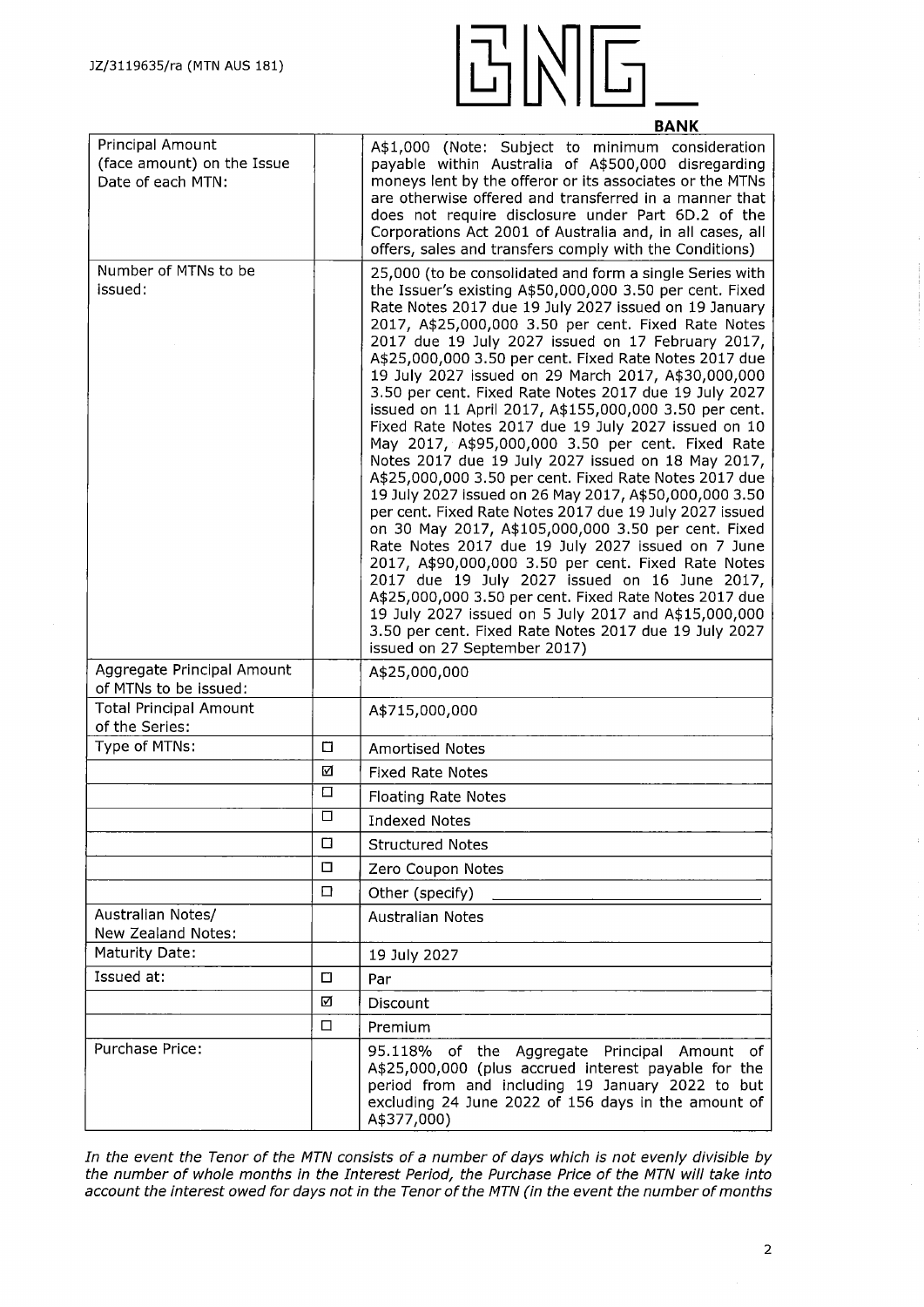| | | |
|---|---|---|
| Principal Amount (face amount) on the Issue Date of each MTN: | | A$1,000 (Note: Subject to minimum consideration payable within Australia of A$500,000 disregarding moneys lent by the offeror or its associates or the MTNs are otherwise offered and transferred in a manner that does not require disclosure under Part 6D.2 of the Corporations Act 2001 of Australia and, in all cases, all offers, sales and transfers comply with the Conditions) |
| Number of MTNs to be issued: | | 25,000 (to be consolidated and form a single Series with the Issuer's existing A$50,000,000 3.50 per cent. Fixed Rate Notes 2017 due 19 July 2027 issued on 19 January 2017, A$25,000,000 3.50 per cent. Fixed Rate Notes 2017 due 19 July 2027 issued on 17 February 2017, A$25,000,000 3.50 per cent. Fixed Rate Notes 2017 due 19 July 2027 issued on 29 March 2017, A$30,000,000 3.50 per cent. Fixed Rate Notes 2017 due 19 July 2027 issued on 11 April 2017, A$155,000,000 3.50 per cent. Fixed Rate Notes 2017 due 19 July 2027 issued on 10 May 2017, A$95,000,000 3.50 per cent. Fixed Rate Notes 2017 due 19 July 2027 issued on 18 May 2017, A$25,000,000 3.50 per cent. Fixed Rate Notes 2017 due 19 July 2027 issued on 26 May 2017, A$50,000,000 3.50 per cent. Fixed Rate Notes 2017 due 19 July 2027 issued on 30 May 2017, A$105,000,000 3.50 per cent. Fixed Rate Notes 2017 due 19 July 2027 issued on 7 June 2017, A$90,000,000 3.50 per cent. Fixed Rate Notes 2017 due 19 July 2027 issued on 16 June 2017, A$25,000,000 3.50 per cent. Fixed Rate Notes 2017 due 19 July 2027 issued on 5 July 2017 and A$15,000,000 3.50 per cent. Fixed Rate Notes 2017 due 19 July 2027 issued on 27 September 2017) |
| Aggregate Principal Amount of MTNs to be issued: | | A$25,000,000 |
| Total Principal Amount of the Series: | | A$715,000,000 |
| Type of MTNs: | ☐ | Amortised Notes |
| | ☑ | Fixed Rate Notes |
| | ☐ | Floating Rate Notes |
| | ☐ | Indexed Notes |
| | ☐ | Structured Notes |
| | ☐ | Zero Coupon Notes |
| | ☐ | Other (specify) \_\_\_\_\_\_\_\_\_\_\_\_\_\_\_\_ |
| Australian Notes/ New Zealand Notes: | | Australian Notes |
| Maturity Date: | | 19 July 2027 |
| Issued at: | ☐ | Par |
| | ☑ | Discount |
| | ☐ | Premium |
| Purchase Price: | | 95.118% of the Aggregate Principal Amount of A$25,000,000 (plus accrued interest payable for the period from and including 19 January 2022 to but excluding 24 June 2022 of 156 days in the amount of A$377,000) |

*In the event the Tenor of the MTN consists of a number of days which is not evenly divisible by the number of whole months in the Interest Period, the Purchase Price of the MTN will take into account the interest owed for days not in the Tenor of the MTN (in the event the number of months*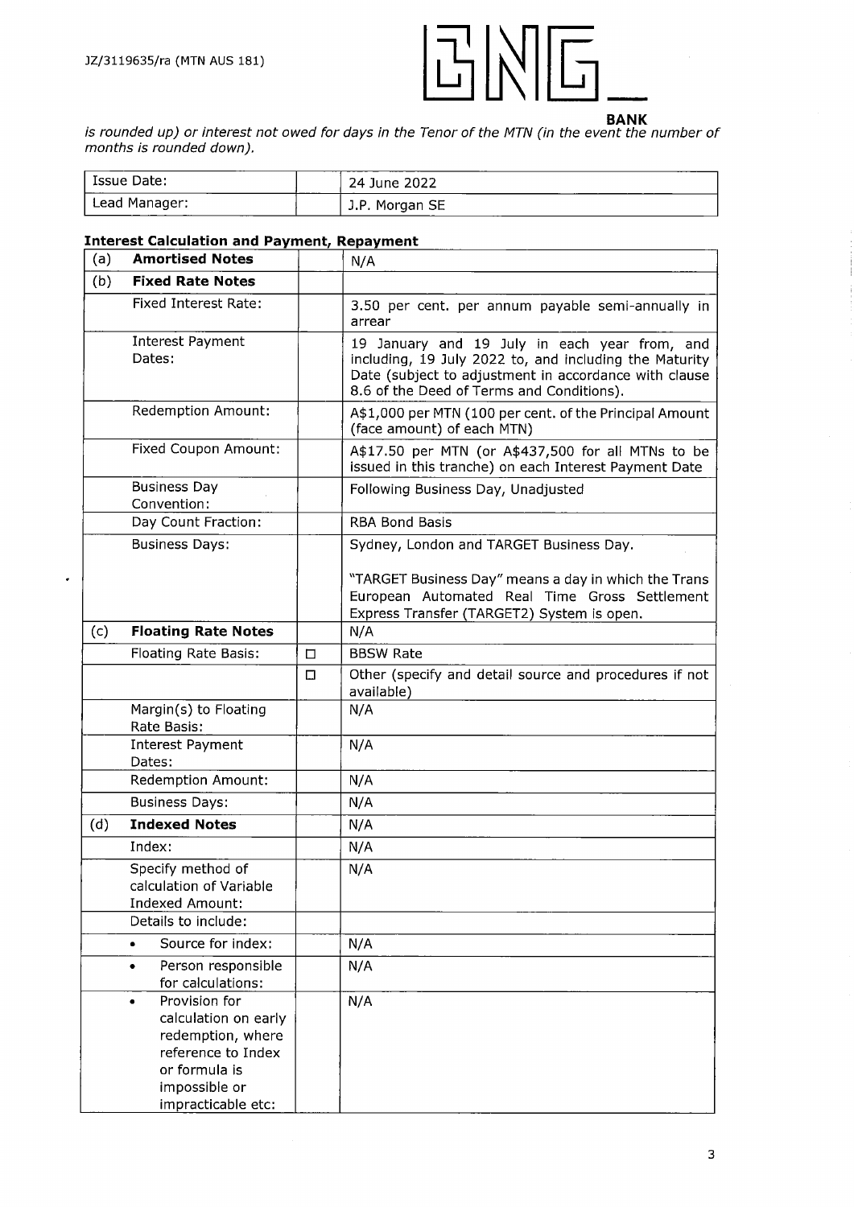*is rounded up) or interest not owed for days in the Tenor of the MTN (in the event the number of months is rounded down).*

| Issue Date: | | 24 June 2022 |
|---|---|---|
| Lead Manager: | | J.P. Morgan SE |

**Interest Calculation and Payment, Repayment**

| | | | |
|---|---|---|---|
| (a) | **Amortised Notes** | | N/A |
| (b) | **Fixed Rate Notes** | | |
| | Fixed Interest Rate: | | 3.50 per cent. per annum payable semi-annually in arrear |
| | Interest Payment Dates: | | 19 January and 19 July in each year from, and including, 19 July 2022 to, and including the Maturity Date (subject to adjustment in accordance with clause 8.6 of the Deed of Terms and Conditions). |
| | Redemption Amount: | | A$1,000 per MTN (100 per cent. of the Principal Amount (face amount) of each MTN) |
| | Fixed Coupon Amount: | | A$17.50 per MTN (or A$437,500 for all MTNs to be issued in this tranche) on each Interest Payment Date |
| | Business Day Convention: | | Following Business Day, Unadjusted |
| | Day Count Fraction: | | RBA Bond Basis |
| | Business Days: | | Sydney, London and TARGET Business Day.<br><br>"TARGET Business Day" means a day in which the Trans European Automated Real Time Gross Settlement Express Transfer (TARGET2) System is open. |
| (c) | **Floating Rate Notes** | | N/A |
| | Floating Rate Basis: | ☐ | BBSW Rate |
| | | ☐ | Other (specify and detail source and procedures if not available) |
| | Margin(s) to Floating Rate Basis: | | N/A |
| | Interest Payment Dates: | | N/A |
| | Redemption Amount: | | N/A |
| | Business Days: | | N/A |
| (d) | **Indexed Notes** | | N/A |
| | Index: | | N/A |
| | Specify method of calculation of Variable Indexed Amount: | | N/A |
| | Details to include: | | |
| | • Source for index: | | N/A |
| | • Person responsible for calculations: | | N/A |
| | • Provision for calculation on early redemption, where reference to Index or formula is impossible or impracticable etc: | | N/A |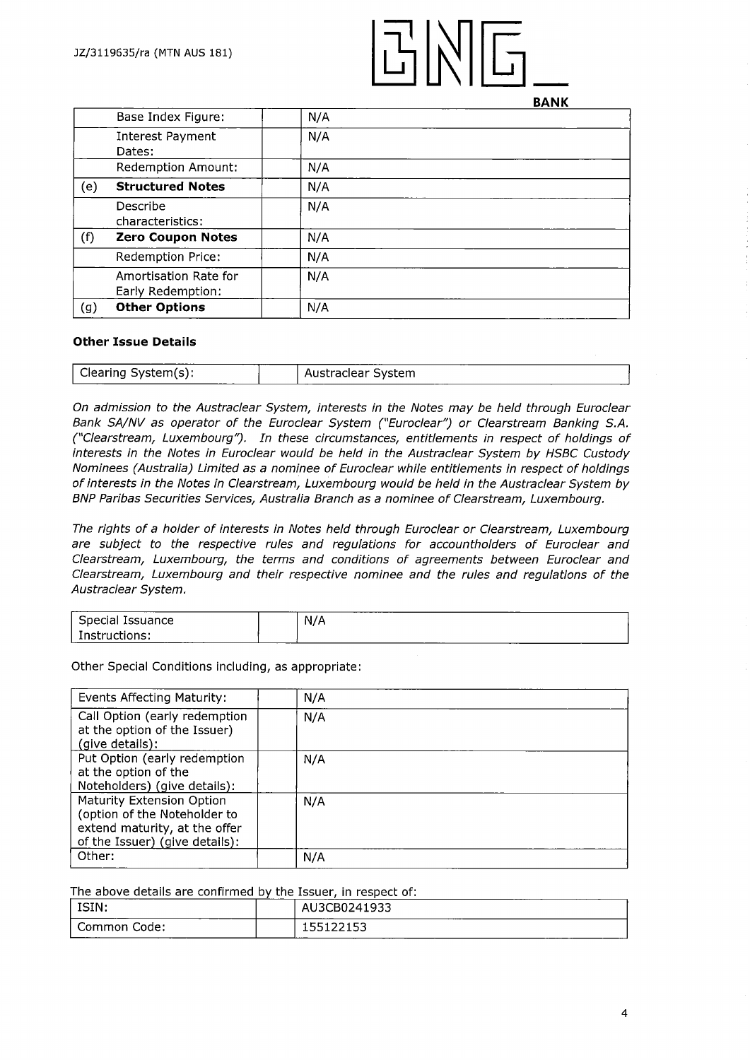| | | | |
|---|---|---|---|
| | Base Index Figure: | | N/A |
| | Interest Payment Dates: | | N/A |
| | Redemption Amount: | | N/A |
| (e) | **Structured Notes** | | N/A |
| | Describe characteristics: | | N/A |
| (f) | **Zero Coupon Notes** | | N/A |
| | Redemption Price: | | N/A |
| | Amortisation Rate for Early Redemption: | | N/A |
| (g) | **Other Options** | | N/A |

**Other Issue Details**

| | | |
|---|---|---|
| Clearing System(s): | | Austraclear System |

*On admission to the Austraclear System, interests in the Notes may be held through Euroclear Bank SA/NV as operator of the Euroclear System ("Euroclear") or Clearstream Banking S.A. ("Clearstream, Luxembourg"). In these circumstances, entitlements in respect of holdings of interests in the Notes in Euroclear would be held in the Austraclear System by HSBC Custody Nominees (Australia) Limited as a nominee of Euroclear while entitlements in respect of holdings of interests in the Notes in Clearstream, Luxembourg would be held in the Austraclear System by BNP Paribas Securities Services, Australia Branch as a nominee of Clearstream, Luxembourg.*

*The rights of a holder of interests in Notes held through Euroclear or Clearstream, Luxembourg are subject to the respective rules and regulations for accountholders of Euroclear and Clearstream, Luxembourg, the terms and conditions of agreements between Euroclear and Clearstream, Luxembourg and their respective nominee and the rules and regulations of the Austraclear System.*

| | | |
|---|---|---|
| Special Issuance Instructions: | | N/A |

Other Special Conditions including, as appropriate:

| | | |
|---|---|---|
| Events Affecting Maturity: | | N/A |
| Call Option (early redemption at the option of the Issuer) (give details): | | N/A |
| Put Option (early redemption at the option of the Noteholders) (give details): | | N/A |
| Maturity Extension Option (option of the Noteholder to extend maturity, at the offer of the Issuer) (give details): | | N/A |
| Other: | | N/A |

The above details are confirmed by the Issuer, in respect of:

| | | |
|---|---|---|
| ISIN: | | AU3CB0241933 |
| Common Code: | | 155122153 |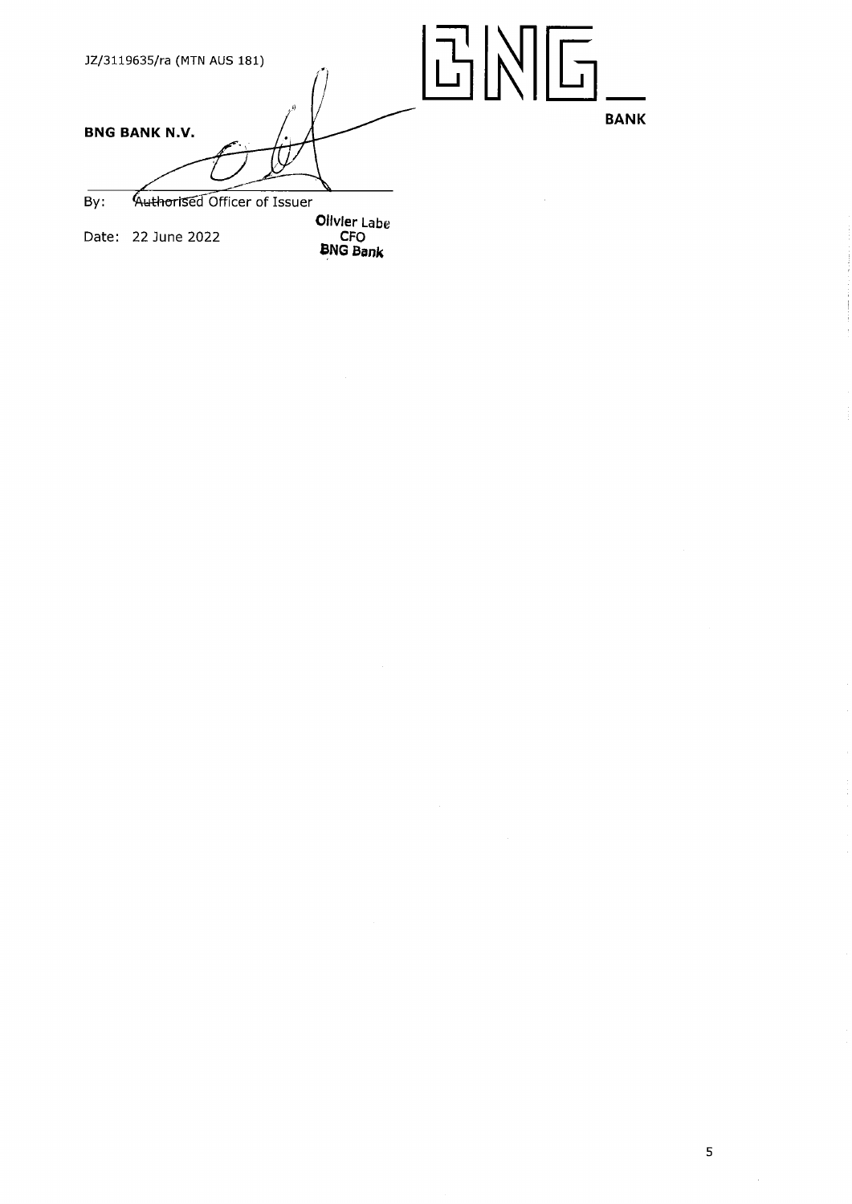JZ/3119635/ra (MTN AUS 181)

BNG BANK

**BNG BANK N.V.**

By: Authorised Officer of Issuer

Date: 22 June 2022

**Olivier Labe**
**CFO**
**BNG Bank**